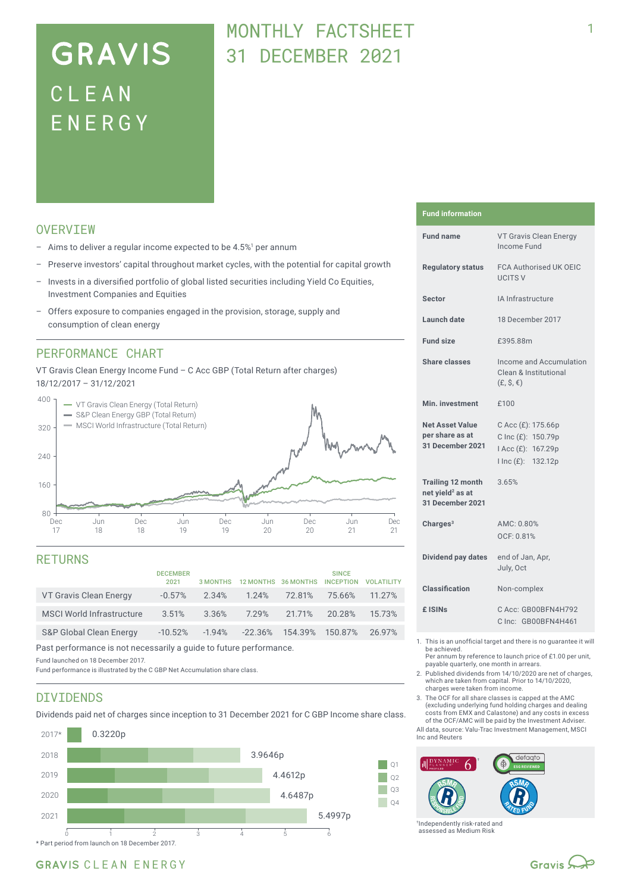# GRAVIS CLEAN ENERGY

## MONTHLY FACTSHEET 31 DECEMBER 2021

## OVERVIEW

- Aims to deliver a regular income expected to be 4.5%[1] per annum
- Preserve investors' capital throughout market cycles, with the potential for capital growth
- Invests in a diversified portfolio of global listed securities including Yield Co Equities, Investment Companies and Equities
- Offers exposure to companies engaged in the provision, storage, supply and consumption of clean energy

## PERFORMANCE CHART

VT Gravis Clean Energy Income Fund – C Acc GBP (Total Return after charges) 18/12/2017 – 31/12/2021

- VT Gravis Clean Energy (Total Return)
- S&P Clean Energy GBP (Total Return)
- MSCI World Infrastructure (Total Return)

## RETURNS

| | DECEMBER 2021 | 3 MONTHS | 12 MONTHS | 36 MONTHS | SINCE INCEPTION | VOLATILITY |
|---|---|---|---|---|---|---|
| VT Gravis Clean Energy | -0.57% | 2.34% | 1.24% | 72.81% | 75.66% | 11.27% |
| MSCI World Infrastructure | 3.51% | 3.36% | 7.29% | 21.71% | 20.28% | 15.73% |
| S&P Global Clean Energy | -10.52% | -1.94% | -22.36% | 154.39% | 150.87% | 26.97% |

Past performance is not necessarily a guide to future performance.

Fund launched on 18 December 2017.

Fund performance is illustrated by the C GBP Net Accumulation share class.

## DIVIDENDS

Dividends paid net of charges since inception to 31 December 2021 for C GBP Income share class.

| Year | Total |
|---|---|
| 2017* | 0.3220p |
| 2018 | 3.9646p |
| 2019 | 4.4612p |
| 2020 | 4.6487p |
| 2021 | 5.4997p |

\* Part period from launch on 18 December 2017.

## Fund information

| | |
|---|---|
| **Fund name** | VT Gravis Clean Energy Income Fund |
| **Regulatory status** | FCA Authorised UK OEIC UCITS V |
| **Sector** | IA Infrastructure |
| **Launch date** | 18 December 2017 |
| **Fund size** | £395.88m |
| **Share classes** | Income and Accumulation Clean & Institutional (£, $, €) |
| **Min. investment** | £100 |
| **Net Asset Value per share as at 31 December 2021** | C Acc (£): 175.66p<br>C Inc (£): 150.79p<br>I Acc (£): 167.29p<br>I Inc (£): 132.12p |
| **Trailing 12 month net yield[2] as at 31 December 2021** | 3.65% |
| **Charges[3]** | AMC: 0.80%<br>OCF: 0.81% |
| **Dividend pay dates** | end of Jan, Apr, July, Oct |
| **Classification** | Non-complex |
| **£ ISINs** | C Acc: GB00BFN4H792<br>C Inc: GB00BFN4H461 |

1. This is an unofficial target and there is no guarantee it will be achieved. Per annum by reference to launch price of £1.00 per unit, payable quarterly, one month in arrears.
2. Published dividends from 14/10/2020 are net of charges, which are taken from capital. Prior to 14/10/2020, charges were taken from income.
3. The OCF for all share classes is capped at the AMC (excluding underlying fund holding charges and dealing costs from EMX and Calastone) and any costs in excess of the OCF/AMC will be paid by the Investment Adviser.

All data, source: Valu-Trac Investment Management, MSCI Inc and Reuters

[†]Independently risk-rated and assessed as Medium Risk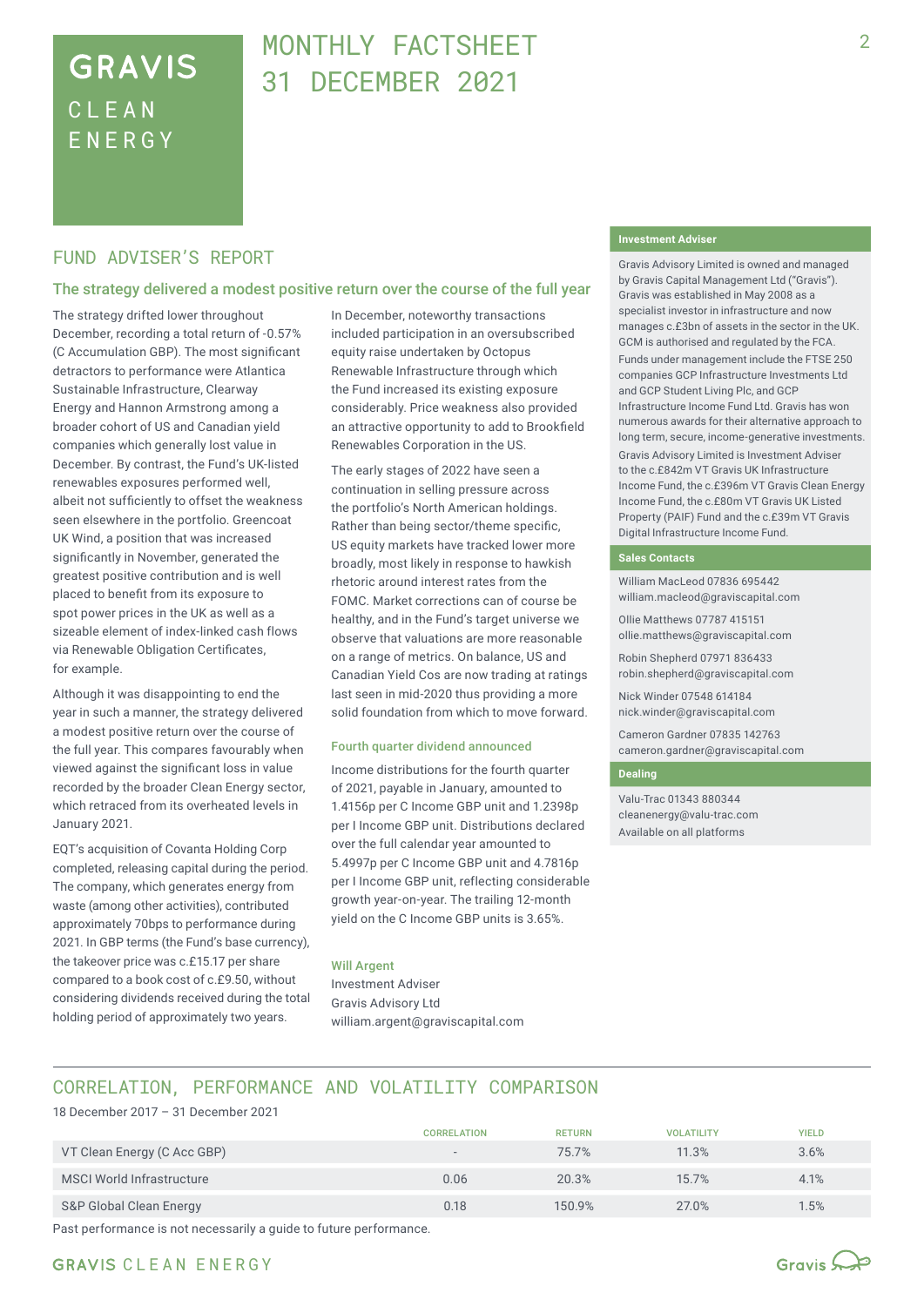# GRAVIS CLEAN ENERGY

# MONTHLY FACTSHEET 31 DECEMBER 2021

## FUND ADVISER'S REPORT

### The strategy delivered a modest positive return over the course of the full year

The strategy drifted lower throughout December, recording a total return of -0.57% (C Accumulation GBP). The most significant detractors to performance were Atlantica Sustainable Infrastructure, Clearway Energy and Hannon Armstrong among a broader cohort of US and Canadian yield companies which generally lost value in December. By contrast, the Fund's UK-listed renewables exposures performed well, albeit not sufficiently to offset the weakness seen elsewhere in the portfolio. Greencoat UK Wind, a position that was increased significantly in November, generated the greatest positive contribution and is well placed to benefit from its exposure to spot power prices in the UK as well as a sizeable element of index-linked cash flows via Renewable Obligation Certificates, for example.

Although it was disappointing to end the year in such a manner, the strategy delivered a modest positive return over the course of the full year. This compares favourably when viewed against the significant loss in value recorded by the broader Clean Energy sector, which retraced from its overheated levels in January 2021.

EQT's acquisition of Covanta Holding Corp completed, releasing capital during the period. The company, which generates energy from waste (among other activities), contributed approximately 70bps to performance during 2021. In GBP terms (the Fund's base currency), the takeover price was c.£15.17 per share compared to a book cost of c.£9.50, without considering dividends received during the total holding period of approximately two years.

In December, noteworthy transactions included participation in an oversubscribed equity raise undertaken by Octopus Renewable Infrastructure through which the Fund increased its existing exposure considerably. Price weakness also provided an attractive opportunity to add to Brookfield Renewables Corporation in the US.

The early stages of 2022 have seen a continuation in selling pressure across the portfolio's North American holdings. Rather than being sector/theme specific, US equity markets have tracked lower more broadly, most likely in response to hawkish rhetoric around interest rates from the FOMC. Market corrections can of course be healthy, and in the Fund's target universe we observe that valuations are more reasonable on a range of metrics. On balance, US and Canadian Yield Cos are now trading at ratings last seen in mid-2020 thus providing a more solid foundation from which to move forward.

### Fourth quarter dividend announced

Income distributions for the fourth quarter of 2021, payable in January, amounted to 1.4156p per C Income GBP unit and 1.2398p per I Income GBP unit. Distributions declared over the full calendar year amounted to 5.4997p per C Income GBP unit and 4.7816p per I Income GBP unit, reflecting considerable growth year-on-year. The trailing 12-month yield on the C Income GBP units is 3.65%.

**Will Argent**
Investment Adviser
Gravis Advisory Ltd
william.argent@graviscapital.com

### Investment Adviser

Gravis Advisory Limited is owned and managed by Gravis Capital Management Ltd ("Gravis"). Gravis was established in May 2008 as a specialist investor in infrastructure and now manages c.£3bn of assets in the sector in the UK. GCM is authorised and regulated by the FCA.

Funds under management include the FTSE 250 companies GCP Infrastructure Investments Ltd and GCP Student Living Plc, and GCP Infrastructure Income Fund Ltd. Gravis has won numerous awards for their alternative approach to long term, secure, income-generative investments.

Gravis Advisory Limited is Investment Adviser to the c.£842m VT Gravis UK Infrastructure Income Fund, the c.£396m VT Gravis Clean Energy Income Fund, the c.£80m VT Gravis UK Listed Property (PAIF) Fund and the c.£39m VT Gravis Digital Infrastructure Income Fund.

### Sales Contacts

William MacLeod 07836 695442
william.macleod@graviscapital.com

Ollie Matthews 07787 415151
ollie.matthews@graviscapital.com

Robin Shepherd 07971 836433
robin.shepherd@graviscapital.com

Nick Winder 07548 614184
nick.winder@graviscapital.com

Cameron Gardner 07835 142763
cameron.gardner@graviscapital.com

### Dealing

Valu-Trac 01343 880344
cleanenergy@valu-trac.com
Available on all platforms

## CORRELATION, PERFORMANCE AND VOLATILITY COMPARISON

18 December 2017 – 31 December 2021

| | CORRELATION | RETURN | VOLATILITY | YIELD |
|---|---|---|---|---|
| VT Clean Energy (C Acc GBP) | - | 75.7% | 11.3% | 3.6% |
| MSCI World Infrastructure | 0.06 | 20.3% | 15.7% | 4.1% |
| S&P Global Clean Energy | 0.18 | 150.9% | 27.0% | 1.5% |

Past performance is not necessarily a guide to future performance.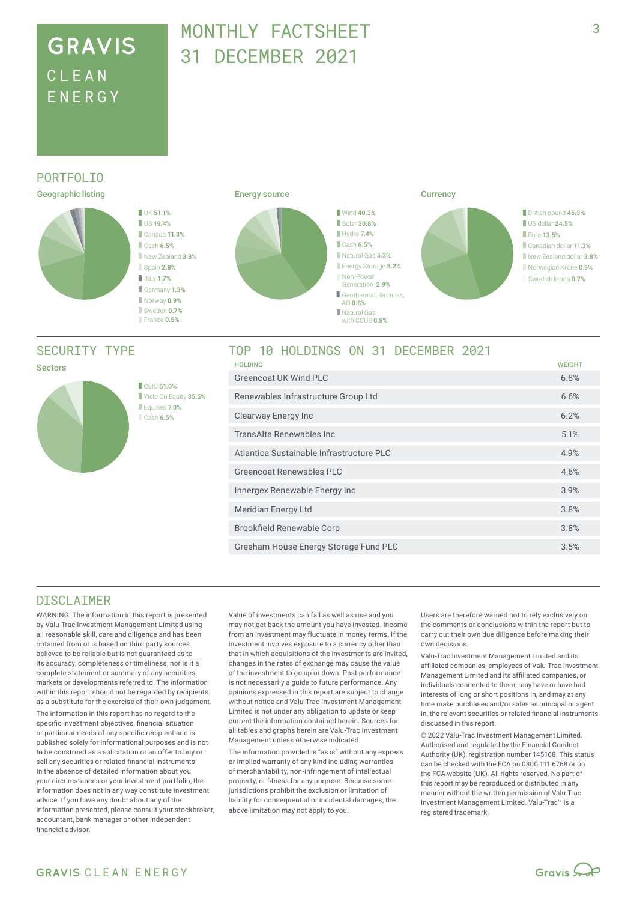# GRAVIS CLEAN ENERGY

# MONTHLY FACTSHEET 31 DECEMBER 2021

## PORTFOLIO

### Geographic listing

UK **51.1%**
US **19.4%**
Canada **11.3%**
Cash **6.5%**
New Zealand **3.8%**
Spain **2.8%**
Italy **1.7%**
Germany **1.3%**
Norway **0.9%**
Sweden **0.7%**
France **0.5%**

### Energy source

Wind **40.3%**
Solar **30.8%**
Hydro **7.4%**
Cash **6.5%**
Natural Gas **5.3%**
Energy Storage **5.2%**
Non-Power Generation **2.9%**
Geothermal, Biomass, AD **0.8%**
Natural Gas with CCUS **0.8%**

### Currency

British pound **45.3%**
US dollar **24.5%**
Euro **13.5%**
Canadian dollar **11.3%**
New Zealand dollar **3.8%**
Norwegian Krone **0.9%**
Swedish krona **0.7%**

## SECURITY TYPE

### Sectors

CEIC **51.0%**
Yield Co Equity **35.5%**
Equities **7.0%**
Cash **6.5%**

## TOP 10 HOLDINGS ON 31 DECEMBER 2021

| HOLDING | WEIGHT |
|---|---|
| Greencoat UK Wind PLC | 6.8% |
| Renewables Infrastructure Group Ltd | 6.6% |
| Clearway Energy Inc | 6.2% |
| TransAlta Renewables Inc | 5.1% |
| Atlantica Sustainable Infrastructure PLC | 4.9% |
| Greencoat Renewables PLC | 4.6% |
| Innergex Renewable Energy Inc | 3.9% |
| Meridian Energy Ltd | 3.8% |
| Brookfield Renewable Corp | 3.8% |
| Gresham House Energy Storage Fund PLC | 3.5% |

## DISCLAIMER

WARNING: The information in this report is presented by Valu-Trac Investment Management Limited using all reasonable skill, care and diligence and has been obtained from or is based on third party sources believed to be reliable but is not guaranteed as to its accuracy, completeness or timeliness, nor is it a complete statement or summary of any securities, markets or developments referred to. The information within this report should not be regarded by recipients as a substitute for the exercise of their own judgement.

The information in this report has no regard to the specific investment objectives, financial situation or particular needs of any specific recipient and is published solely for informational purposes and is not to be construed as a solicitation or an offer to buy or sell any securities or related financial instruments. In the absence of detailed information about you, your circumstances or your investment portfolio, the information does not in any way constitute investment advice. If you have any doubt about any of the information presented, please consult your stockbroker, accountant, bank manager or other independent financial advisor.

Value of investments can fall as well as rise and you may not get back the amount you have invested. Income from an investment may fluctuate in money terms. If the investment involves exposure to a currency other than that in which acquisitions of the investments are invited, changes in the rates of exchange may cause the value of the investment to go up or down. Past performance is not necessarily a guide to future performance. Any opinions expressed in this report are subject to change without notice and Valu-Trac Investment Management Limited is not under any obligation to update or keep current the information contained herein. Sources for all tables and graphs herein are Valu-Trac Investment Management unless otherwise indicated.

The information provided is "as is" without any express or implied warranty of any kind including warranties of merchantability, non-infringement of intellectual property, or fitness for any purpose. Because some jurisdictions prohibit the exclusion or limitation of liability for consequential or incidental damages, the above limitation may not apply to you.

Users are therefore warned not to rely exclusively on the comments or conclusions within the report but to carry out their own due diligence before making their own decisions.

Valu-Trac Investment Management Limited and its affiliated companies, employees of Valu-Trac Investment Management Limited and its affiliated companies, or individuals connected to them, may have or have had interests of long or short positions in, and may at any time make purchases and/or sales as principal or agent in, the relevant securities or related financial instruments discussed in this report.

© 2022 Valu-Trac Investment Management Limited. Authorised and regulated by the Financial Conduct Authority (UK), registration number 145168. This status can be checked with the FCA on 0800 111 6768 or on the FCA website (UK). All rights reserved. No part of this report may be reproduced or distributed in any manner without the written permission of Valu-Trac Investment Management Limited. Valu-Trac™ is a registered trademark.